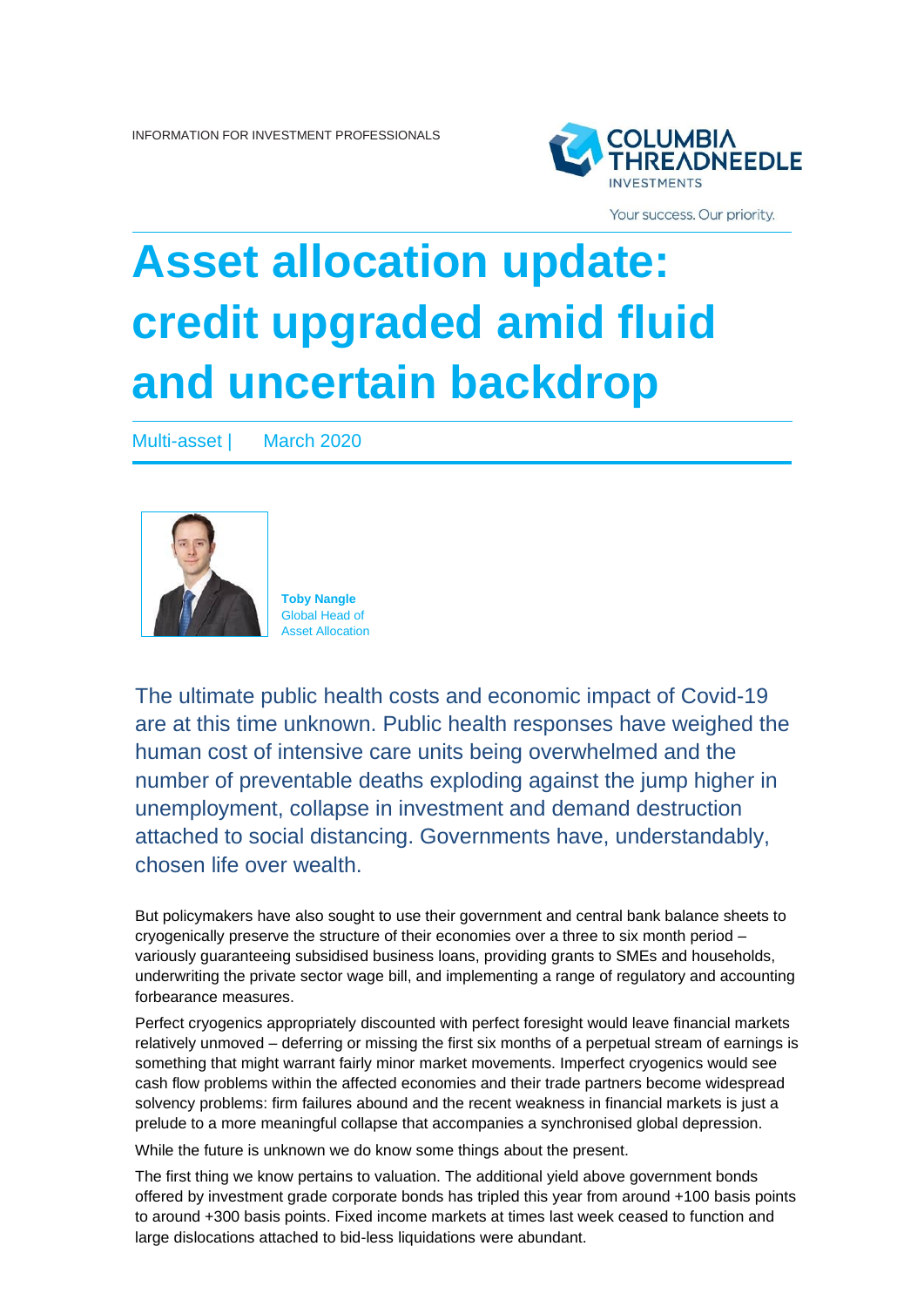INFORMATION FOR INVESTMENT PROFESSIONALS

# Asset allocation update: credit upgraded amid fluid and uncertain backdrop

Multi-asset | March 2020

**Toby Nangle**
Global Head of Asset Allocation

The ultimate public health costs and economic impact of Covid-19 are at this time unknown. Public health responses have weighed the human cost of intensive care units being overwhelmed and the number of preventable deaths exploding against the jump higher in unemployment, collapse in investment and demand destruction attached to social distancing. Governments have, understandably, chosen life over wealth.

But policymakers have also sought to use their government and central bank balance sheets to cryogenically preserve the structure of their economies over a three to six month period – variously guaranteeing subsidised business loans, providing grants to SMEs and households, underwriting the private sector wage bill, and implementing a range of regulatory and accounting forbearance measures.

Perfect cryogenics appropriately discounted with perfect foresight would leave financial markets relatively unmoved – deferring or missing the first six months of a perpetual stream of earnings is something that might warrant fairly minor market movements. Imperfect cryogenics would see cash flow problems within the affected economies and their trade partners become widespread solvency problems: firm failures abound and the recent weakness in financial markets is just a prelude to a more meaningful collapse that accompanies a synchronised global depression.

While the future is unknown we do know some things about the present.

The first thing we know pertains to valuation. The additional yield above government bonds offered by investment grade corporate bonds has tripled this year from around +100 basis points to around +300 basis points. Fixed income markets at times last week ceased to function and large dislocations attached to bid-less liquidations were abundant.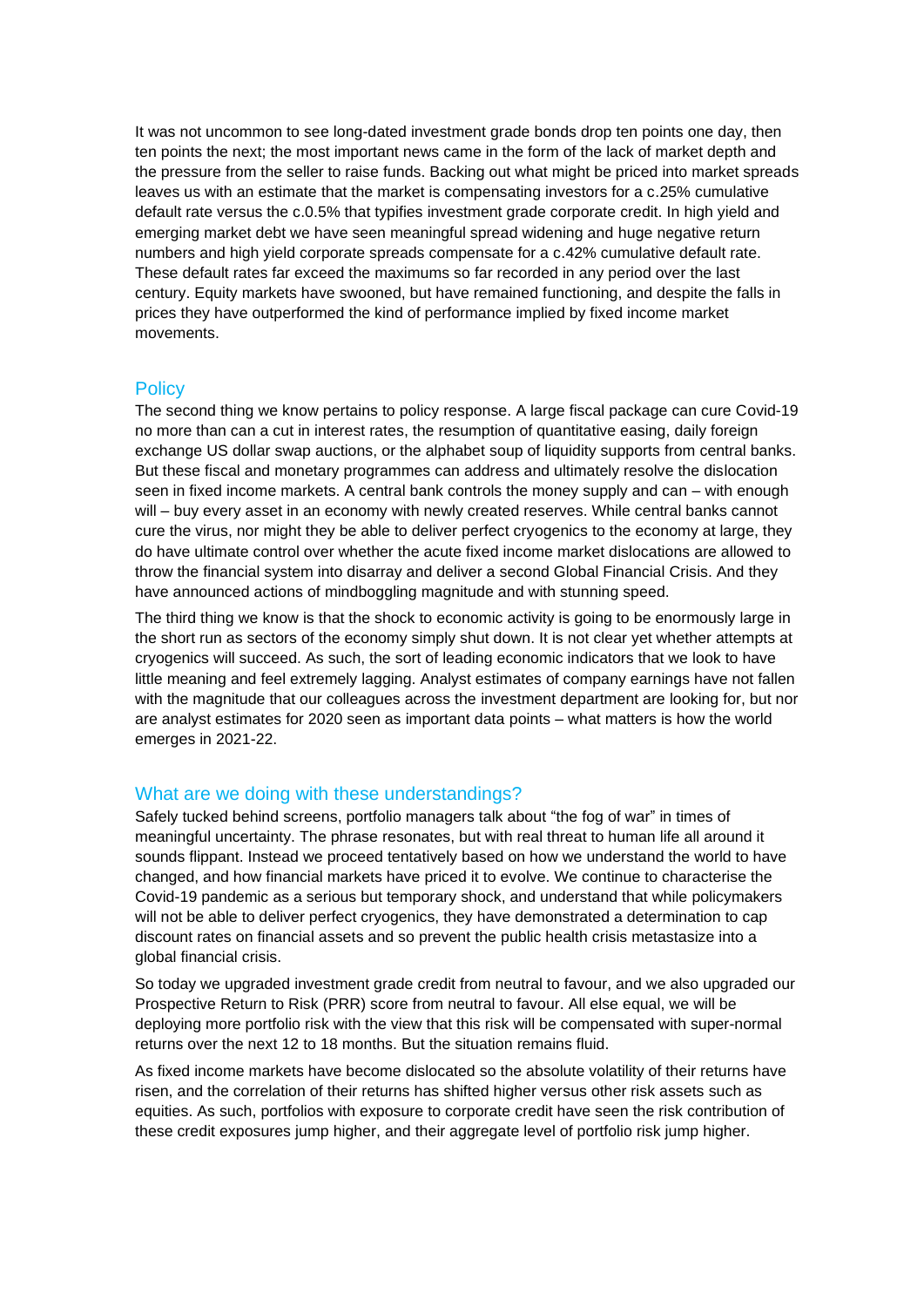It was not uncommon to see long-dated investment grade bonds drop ten points one day, then ten points the next; the most important news came in the form of the lack of market depth and the pressure from the seller to raise funds. Backing out what might be priced into market spreads leaves us with an estimate that the market is compensating investors for a c.25% cumulative default rate versus the c.0.5% that typifies investment grade corporate credit. In high yield and emerging market debt we have seen meaningful spread widening and huge negative return numbers and high yield corporate spreads compensate for a c.42% cumulative default rate. These default rates far exceed the maximums so far recorded in any period over the last century. Equity markets have swooned, but have remained functioning, and despite the falls in prices they have outperformed the kind of performance implied by fixed income market movements.

## Policy

The second thing we know pertains to policy response. A large fiscal package can cure Covid-19 no more than can a cut in interest rates, the resumption of quantitative easing, daily foreign exchange US dollar swap auctions, or the alphabet soup of liquidity supports from central banks. But these fiscal and monetary programmes can address and ultimately resolve the dislocation seen in fixed income markets. A central bank controls the money supply and can – with enough will – buy every asset in an economy with newly created reserves. While central banks cannot cure the virus, nor might they be able to deliver perfect cryogenics to the economy at large, they do have ultimate control over whether the acute fixed income market dislocations are allowed to throw the financial system into disarray and deliver a second Global Financial Crisis. And they have announced actions of mindboggling magnitude and with stunning speed.

The third thing we know is that the shock to economic activity is going to be enormously large in the short run as sectors of the economy simply shut down. It is not clear yet whether attempts at cryogenics will succeed. As such, the sort of leading economic indicators that we look to have little meaning and feel extremely lagging. Analyst estimates of company earnings have not fallen with the magnitude that our colleagues across the investment department are looking for, but nor are analyst estimates for 2020 seen as important data points – what matters is how the world emerges in 2021-22.

## What are we doing with these understandings?

Safely tucked behind screens, portfolio managers talk about "the fog of war" in times of meaningful uncertainty. The phrase resonates, but with real threat to human life all around it sounds flippant. Instead we proceed tentatively based on how we understand the world to have changed, and how financial markets have priced it to evolve. We continue to characterise the Covid-19 pandemic as a serious but temporary shock, and understand that while policymakers will not be able to deliver perfect cryogenics, they have demonstrated a determination to cap discount rates on financial assets and so prevent the public health crisis metastasize into a global financial crisis.

So today we upgraded investment grade credit from neutral to favour, and we also upgraded our Prospective Return to Risk (PRR) score from neutral to favour. All else equal, we will be deploying more portfolio risk with the view that this risk will be compensated with super-normal returns over the next 12 to 18 months. But the situation remains fluid.

As fixed income markets have become dislocated so the absolute volatility of their returns have risen, and the correlation of their returns has shifted higher versus other risk assets such as equities. As such, portfolios with exposure to corporate credit have seen the risk contribution of these credit exposures jump higher, and their aggregate level of portfolio risk jump higher.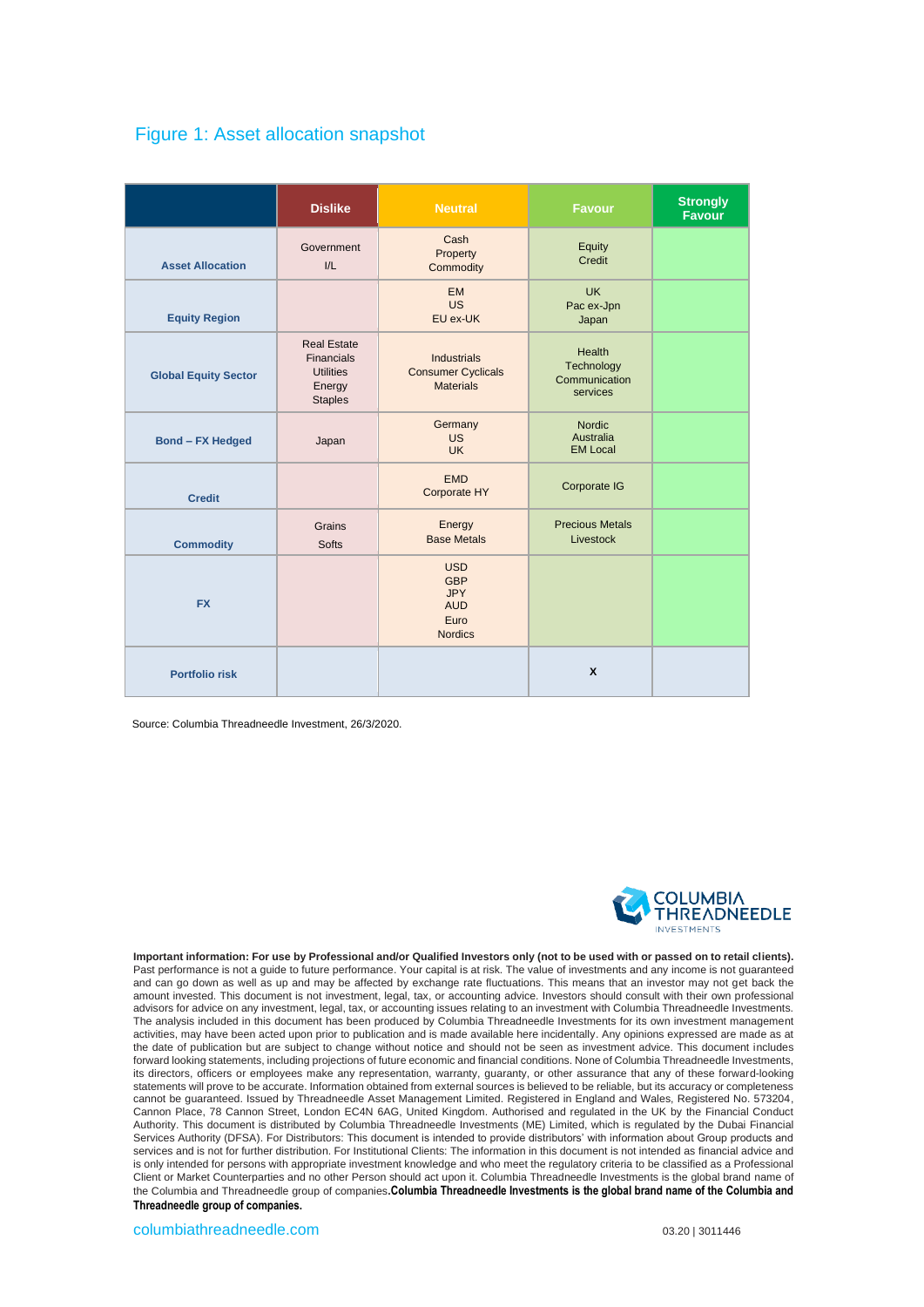## Figure 1: Asset allocation snapshot

| | Dislike | Neutral | Favour | Strongly Favour |
|---|---|---|---|---|
| **Asset Allocation** | Government<br>I/L | Cash<br>Property<br>Commodity | Equity<br>Credit | |
| **Equity Region** | | EM<br>US<br>EU ex-UK | UK<br>Pac ex-Jpn<br>Japan | |
| **Global Equity Sector** | Real Estate<br>Financials<br>Utilities<br>Energy<br>Staples | Industrials<br>Consumer Cyclicals<br>Materials | Health<br>Technology<br>Communication services | |
| **Bond – FX Hedged** | Japan | Germany<br>US<br>UK | Nordic<br>Australia<br>EM Local | |
| **Credit** | | EMD<br>Corporate HY | Corporate IG | |
| **Commodity** | Grains<br>Softs | Energy<br>Base Metals | Precious Metals<br>Livestock | |
| **FX** | | USD<br>GBP<br>JPY<br>AUD<br>Euro<br>Nordics | | |
| **Portfolio risk** | | | X | |

Source: Columbia Threadneedle Investment, 26/3/2020.

**Important information: For use by Professional and/or Qualified Investors only (not to be used with or passed on to retail clients).** Past performance is not a guide to future performance. Your capital is at risk. The value of investments and any income is not guaranteed and can go down as well as up and may be affected by exchange rate fluctuations. This means that an investor may not get back the amount invested. This document is not investment, legal, tax, or accounting advice. Investors should consult with their own professional advisors for advice on any investment, legal, tax, or accounting issues relating to an investment with Columbia Threadneedle Investments. The analysis included in this document has been produced by Columbia Threadneedle Investments for its own investment management activities, may have been acted upon prior to publication and is made available here incidentally. Any opinions expressed are made as at the date of publication but are subject to change without notice and should not be seen as investment advice. This document includes forward looking statements, including projections of future economic and financial conditions. None of Columbia Threadneedle Investments, its directors, officers or employees make any representation, warranty, guaranty, or other assurance that any of these forward-looking statements will prove to be accurate. Information obtained from external sources is believed to be reliable, but its accuracy or completeness cannot be guaranteed. Issued by Threadneedle Asset Management Limited. Registered in England and Wales, Registered No. 573204, Cannon Place, 78 Cannon Street, London EC4N 6AG, United Kingdom. Authorised and regulated in the UK by the Financial Conduct Authority. This document is distributed by Columbia Threadneedle Investments (ME) Limited, which is regulated by the Dubai Financial Services Authority (DFSA). For Distributors: This document is intended to provide distributors' with information about Group products and services and is not for further distribution. For Institutional Clients: The information in this document is not intended as financial advice and is only intended for persons with appropriate investment knowledge and who meet the regulatory criteria to be classified as a Professional Client or Market Counterparties and no other Person should act upon it. Columbia Threadneedle Investments is the global brand name of the Columbia and Threadneedle group of companies.**Columbia Threadneedle Investments is the global brand name of the Columbia and Threadneedle group of companies.**

columbiathreadneedle.com

03.20 | 3011446